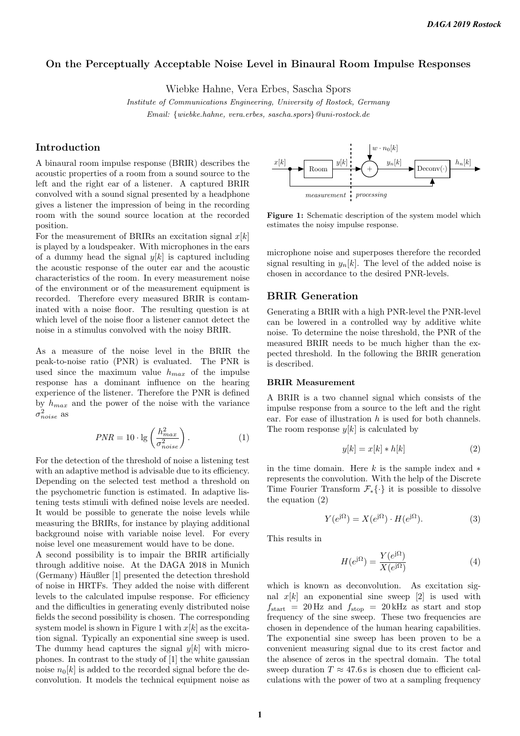# On the Perceptually Acceptable Noise Level in Binaural Room Impulse Responses

Wiebke Hahne, Vera Erbes, Sascha Spors

*Institute of Communications Engineering, University of Rostock, Germany*

*Email: {wiebke.hahne, vera.erbes, sascha.spors}@uni-rostock.de*

## Introduction

A binaural room impulse response (BRIR) describes the acoustic properties of a room from a sound source to the left and the right ear of a listener. A captured BRIR convolved with a sound signal presented by a headphone gives a listener the impression of being in the recording room with the sound source location at the recorded position.

For the measurement of BRIRs an excitation signal $x[k]$ is played by a loudspeaker. With microphones in the ears of a dummy head the signal $y[k]$ is captured including the acoustic response of the outer ear and the acoustic characteristics of the room. In every measurement noise of the environment or of the measurement equipment is recorded. Therefore every measured BRIR is contaminated with a noise floor. The resulting question is at which level of the noise floor a listener cannot detect the noise in a stimulus convolved with the noisy BRIR.

As a measure of the noise level in the BRIR the peak-to-noise ratio (PNR) is evaluated. The PNR is used since the maximum value $h_{max}$ of the impulse response has a dominant influence on the hearing experience of the listener. Therefore the PNR is defined by $h_{max}$ and the power of the noise with the variance $\sigma^2_{noise}$ as

$$PNR = 10 \cdot \lg \left( \frac{h^2_{max}}{\sigma^2_{noise}} \right). \quad (1)$$

For the detection of the threshold of noise a listening test with an adaptive method is advisable due to its efficiency. Depending on the selected test method a threshold on the psychometric function is estimated. In adaptive listening tests stimuli with defined noise levels are needed. It would be possible to generate the noise levels while measuring the BRIRs, for instance by playing additional background noise with variable noise level. For every noise level one measurement would have to be done.

A second possibility is to impair the BRIR artificially through additive noise. At the DAGA 2018 in Munich (Germany) Häußler [1] presented the detection threshold of noise in HRTFs. They added the noise with different levels to the calculated impulse response. For efficiency and the difficulties in generating evenly distributed noise fields the second possibility is chosen. The corresponding system model is shown in Figure 1 with $x[k]$ as the excitation signal. Typically an exponential sine sweep is used. The dummy head captures the signal $y[k]$ with microphones. In contrast to the study of [1] the white gaussian noise $n_0[k]$ is added to the recorded signal before the deconvolution. It models the technical equipment noise as microphone noise and superposes therefore the recorded signal resulting in $y_n[k]$. The level of the added noise is chosen in accordance to the desired PNR-levels.

**Figure 1:** Schematic description of the system model which estimates the noisy impulse response.

## BRIR Generation

Generating a BRIR with a high PNR-level the PNR-level can be lowered in a controlled way by additive white noise. To determine the noise threshold, the PNR of the measured BRIR needs to be much higher than the expected threshold. In the following the BRIR generation is described.

### BRIR Measurement

A BRIR is a two channel signal which consists of the impulse response from a source to the left and the right ear. For ease of illustration $h$ is used for both channels. The room response $y[k]$ is calculated by

$$y[k] = x[k] * h[k] \quad (2)$$

in the time domain. Here $k$ is the sample index and $*$ represents the convolution. With the help of the Discrete Time Fourier Transform $\mathcal{F}_*\{\cdot\}$ it is possible to dissolve the equation (2)

$$Y(e^{j\Omega}) = X(e^{j\Omega}) \cdot H(e^{j\Omega}). \quad (3)$$

This results in

$$H(e^{j\Omega}) = \frac{Y(e^{j\Omega})}{X(e^{j\Omega})} \quad (4)$$

which is known as deconvolution. As excitation signal $x[k]$ an exponential sine sweep [2] is used with $f_{\text{start}} = 20\,\text{Hz}$ and $f_{\text{stop}} = 20\,\text{kHz}$ as start and stop frequency of the sine sweep. These two frequencies are chosen in dependence of the human hearing capabilities. The exponential sine sweep has been proven to be a convenient measuring signal due to its crest factor and the absence of zeros in the spectral domain. The total sweep duration $T \approx 47.6\,\text{s}$ is chosen due to efficient calculations with the power of two at a sampling frequency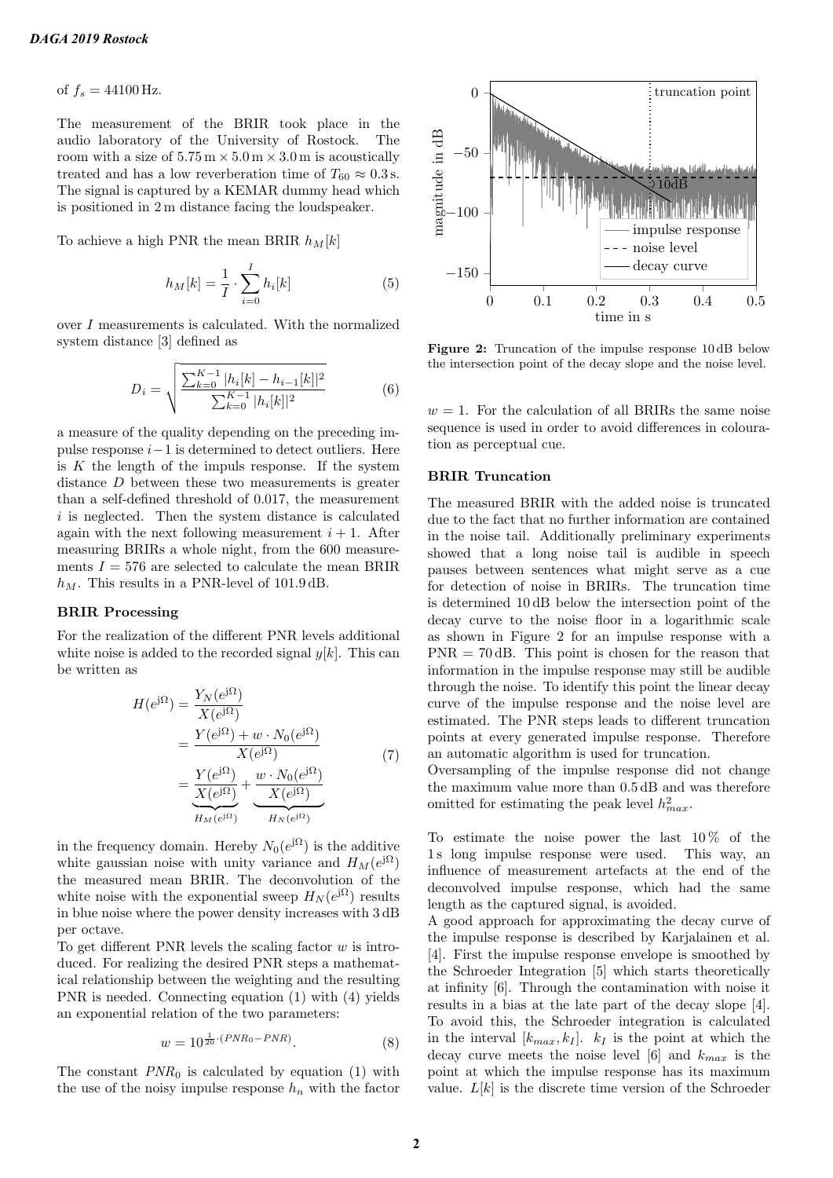of $f_s = 44100\,\text{Hz}$.

The measurement of the BRIR took place in the audio laboratory of the University of Rostock. The room with a size of $5.75\,\text{m} \times 5.0\,\text{m} \times 3.0\,\text{m}$ is acoustically treated and has a low reverberation time of $T_{60} \approx 0.3\,\text{s}$. The signal is captured by a KEMAR dummy head which is positioned in 2 m distance facing the loudspeaker.

To achieve a high PNR the mean BRIR $h_M[k]$

$$h_M[k] = \frac{1}{I} \cdot \sum_{i=0}^{I} h_i[k] \tag{5}$$

over $I$ measurements is calculated. With the normalized system distance [3] defined as

$$D_i = \sqrt{\frac{\sum_{k=0}^{K-1} |h_i[k] - h_{i-1}[k]|^2}{\sum_{k=0}^{K-1} |h_i[k]|^2}} \tag{6}$$

a measure of the quality depending on the preceding impulse response $i-1$ is determined to detect outliers. Here is $K$ the length of the impuls response. If the system distance $D$ between these two measurements is greater than a self-defined threshold of 0.017, the measurement $i$ is neglected. Then the system distance is calculated again with the next following measurement $i+1$. After measuring BRIRs a whole night, from the 600 measurements $I = 576$ are selected to calculate the mean BRIR $h_M$. This results in a PNR-level of 101.9 dB.

### BRIR Processing

For the realization of the different PNR levels additional white noise is added to the recorded signal $y[k]$. This can be written as

$$\begin{aligned} H(e^{j\Omega}) &= \frac{Y_N(e^{j\Omega})}{X(e^{j\Omega})} \\ &= \frac{Y(e^{j\Omega}) + w \cdot N_0(e^{j\Omega})}{X(e^{j\Omega})} \\ &= \underbrace{\frac{Y(e^{j\Omega})}{X(e^{j\Omega})}}_{H_M(e^{j\Omega})} + \underbrace{\frac{w \cdot N_0(e^{j\Omega})}{X(e^{j\Omega})}}_{H_N(e^{j\Omega})} \end{aligned} \tag{7}$$

in the frequency domain. Hereby $N_0(e^{j\Omega})$ is the additive white gaussian noise with unity variance and $H_M(e^{j\Omega})$ the measured mean BRIR. The deconvolution of the white noise with the exponential sweep $H_N(e^{j\Omega})$ results in blue noise where the power density increases with 3 dB per octave.

To get different PNR levels the scaling factor $w$ is introduced. For realizing the desired PNR steps a mathematical relationship between the weighting and the resulting PNR is needed. Connecting equation (1) with (4) yields an exponential relation of the two parameters:

$$w = 10^{\frac{1}{20} \cdot (PNR_0 - PNR)}. \tag{8}$$

The constant $PNR_0$ is calculated by equation (1) with the use of the noisy impulse response $h_n$ with the factor $w = 1$. For the calculation of all BRIRs the same noise sequence is used in order to avoid differences in colouration as perceptual cue.

**Figure 2:** Truncation of the impulse response 10 dB below the intersection point of the decay slope and the noise level.

### BRIR Truncation

The measured BRIR with the added noise is truncated due to the fact that no further information are contained in the noise tail. Additionally preliminary experiments showed that a long noise tail is audible in speech pauses between sentences what might serve as a cue for detection of noise in BRIRs. The truncation time is determined 10 dB below the intersection point of the decay curve to the noise floor in a logarithmic scale as shown in Figure 2 for an impulse response with a PNR = 70 dB. This point is chosen for the reason that information in the impulse response may still be audible through the noise. To identify this point the linear decay curve of the impulse response and the noise level are estimated. The PNR steps leads to different truncation points at every generated impulse response. Therefore an automatic algorithm is used for truncation.

Oversampling of the impulse response did not change the maximum value more than 0.5 dB and was therefore omitted for estimating the peak level $h_{max}^2$.

To estimate the noise power the last 10 % of the 1 s long impulse response were used. This way, an influence of measurement artefacts at the end of the deconvolved impulse response, which had the same length as the captured signal, is avoided.

A good approach for approximating the decay curve of the impulse response is described by Karjalainen et al. [4]. First the impulse response envelope is smoothed by the Schroeder Integration [5] which starts theoretically at infinity [6]. Through the contamination with noise it results in a bias at the late part of the decay slope [4]. To avoid this, the Schroeder integration is calculated in the interval $[k_{max}, k_I]$. $k_I$ is the point at which the decay curve meets the noise level [6] and $k_{max}$ is the point at which the impulse response has its maximum value. $L[k]$ is the discrete time version of the Schroeder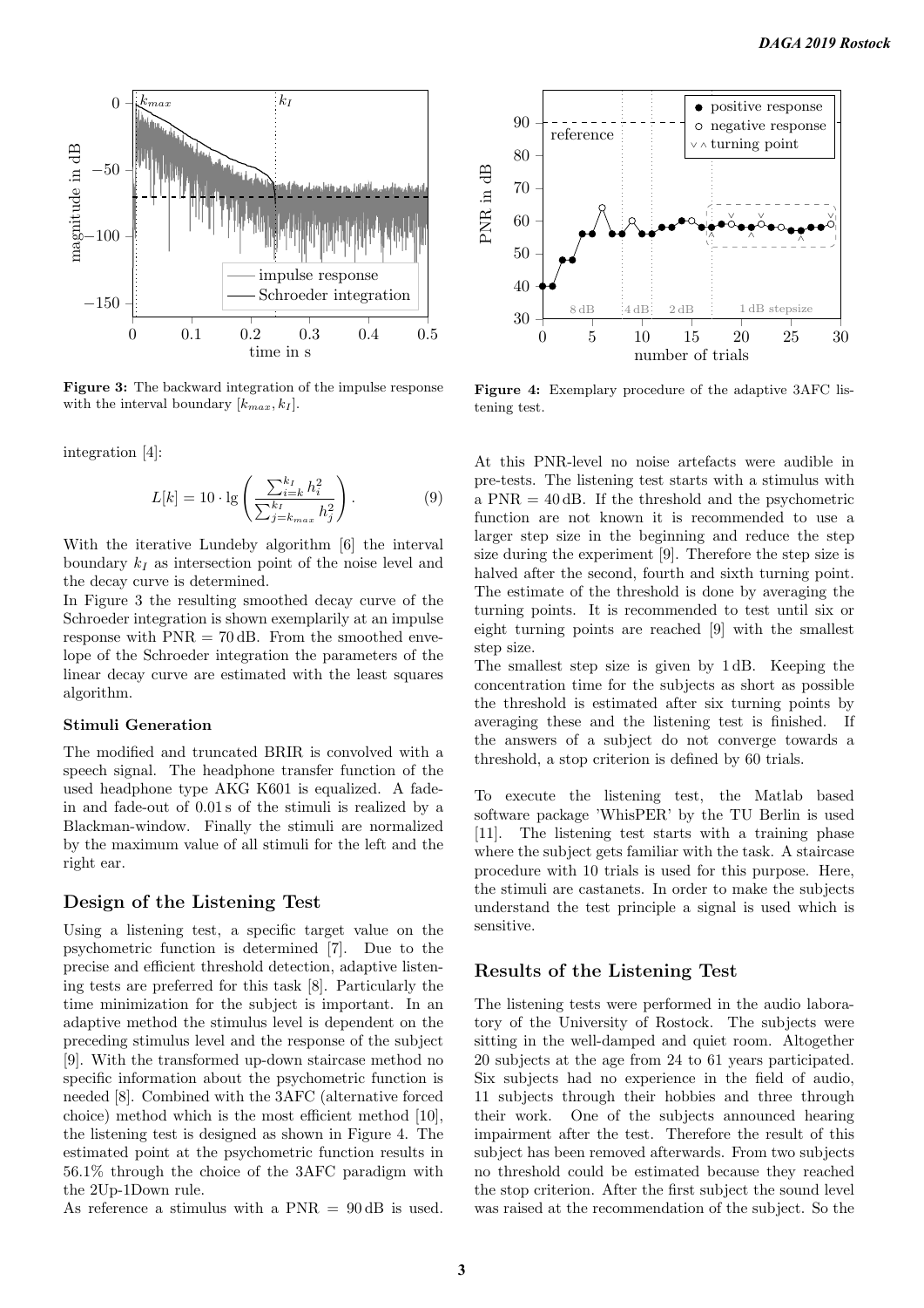Figure 3: The backward integration of the impulse response with the interval boundary $[k_{max}, k_I]$.

Figure 4: Exemplary procedure of the adaptive 3AFC listening test.

integration [4]:

$$L[k] = 10 \cdot \lg \left( \frac{\sum_{i=k}^{k_I} h_i^2}{\sum_{j=k_{max}}^{k_I} h_j^2} \right). \quad (9)$$

With the iterative Lundeby algorithm [6] the interval boundary $k_I$ as intersection point of the noise level and the decay curve is determined.

In Figure 3 the resulting smoothed decay curve of the Schroeder integration is shown exemplarily at an impulse response with PNR = 70 dB. From the smoothed envelope of the Schroeder integration the parameters of the linear decay curve are estimated with the least squares algorithm.

### Stimuli Generation

The modified and truncated BRIR is convolved with a speech signal. The headphone transfer function of the used headphone type AKG K601 is equalized. A fade-in and fade-out of 0.01 s of the stimuli is realized by a Blackman-window. Finally the stimuli are normalized by the maximum value of all stimuli for the left and the right ear.

## Design of the Listening Test

Using a listening test, a specific target value on the psychometric function is determined [7]. Due to the precise and efficient threshold detection, adaptive listening tests are preferred for this task [8]. Particularly the time minimization for the subject is important. In an adaptive method the stimulus level is dependent on the preceding stimulus level and the response of the subject [9]. With the transformed up-down staircase method no specific information about the psychometric function is needed [8]. Combined with the 3AFC (alternative forced choice) method which is the most efficient method [10], the listening test is designed as shown in Figure 4. The estimated point at the psychometric function results in 56.1% through the choice of the 3AFC paradigm with the 2Up-1Down rule.

As reference a stimulus with a PNR = 90 dB is used. At this PNR-level no noise artefacts were audible in pre-tests. The listening test starts with a stimulus with a PNR = 40 dB. If the threshold and the psychometric function are not known it is recommended to use a larger step size in the beginning and reduce the step size during the experiment [9]. Therefore the step size is halved after the second, fourth and sixth turning point. The estimate of the threshold is done by averaging the turning points. It is recommended to test until six or eight turning points are reached [9] with the smallest step size.

The smallest step size is given by 1 dB. Keeping the concentration time for the subjects as short as possible the threshold is estimated after six turning points by averaging these and the listening test is finished. If the answers of a subject do not converge towards a threshold, a stop criterion is defined by 60 trials.

To execute the listening test, the Matlab based software package 'WhisPER' by the TU Berlin is used [11]. The listening test starts with a training phase where the subject gets familiar with the task. A staircase procedure with 10 trials is used for this purpose. Here, the stimuli are castanets. In order to make the subjects understand the test principle a signal is used which is sensitive.

## Results of the Listening Test

The listening tests were performed in the audio laboratory of the University of Rostock. The subjects were sitting in the well-damped and quiet room. Altogether 20 subjects at the age from 24 to 61 years participated. Six subjects had no experience in the field of audio, 11 subjects through their hobbies and three through their work. One of the subjects announced hearing impairment after the test. Therefore the result of this subject has been removed afterwards. From two subjects no threshold could be estimated because they reached the stop criterion. After the first subject the sound level was raised at the recommendation of the subject. So the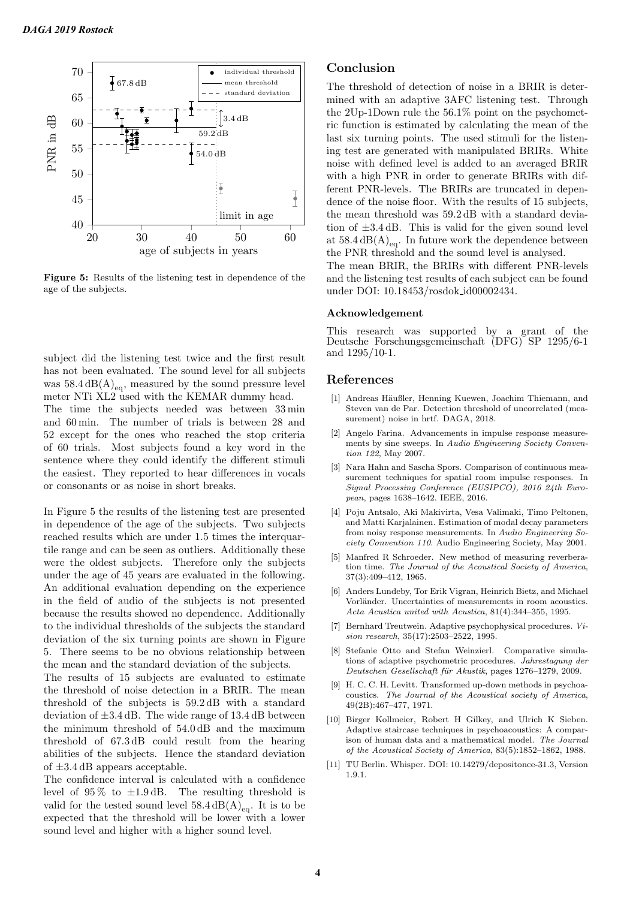70
65
60
55
50
45
40
20 30 40 50 60
PNR in dB
age of subjects in years
67.8 dB
3.4 dB
59.2 dB
54.0 dB
limit in age
individual threshold
mean threshold
standard deviation

**Figure 5:** Results of the listening test in dependence of the age of the subjects.

subject did the listening test twice and the first result has not been evaluated. The sound level for all subjects was $58.4\,\mathrm{dB(A)}_{\mathrm{eq}}$, measured by the sound pressure level meter NTi XL2 used with the KEMAR dummy head.

The time the subjects needed was between 33 min and 60 min. The number of trials is between 28 and 52 except for the ones who reached the stop criteria of 60 trials. Most subjects found a key word in the sentence where they could identify the different stimuli the easiest. They reported to hear differences in vocals or consonants or as noise in short breaks.

In Figure 5 the results of the listening test are presented in dependence of the age of the subjects. Two subjects reached results which are under 1.5 times the interquartile range and can be seen as outliers. Additionally these were the oldest subjects. Therefore only the subjects under the age of 45 years are evaluated in the following. An additional evaluation depending on the experience in the field of audio of the subjects is not presented because the results showed no dependence. Additionally to the individual thresholds of the subjects the standard deviation of the six turning points are shown in Figure 5. There seems to be no obvious relationship between the mean and the standard deviation of the subjects.

The results of 15 subjects are evaluated to estimate the threshold of noise detection in a BRIR. The mean threshold of the subjects is 59.2 dB with a standard deviation of $\pm 3.4$ dB. The wide range of 13.4 dB between the minimum threshold of 54.0 dB and the maximum threshold of 67.3 dB could result from the hearing abilities of the subjects. Hence the standard deviation of $\pm 3.4$ dB appears acceptable.

The confidence interval is calculated with a confidence level of 95 % to $\pm 1.9$ dB. The resulting threshold is valid for the tested sound level $58.4\,\mathrm{dB(A)}_{\mathrm{eq}}$. It is to be expected that the threshold will be lower with a lower sound level and higher with a higher sound level.

## Conclusion

The threshold of detection of noise in a BRIR is determined with an adaptive 3AFC listening test. Through the 2Up-1Down rule the 56.1% point on the psychometric function is estimated by calculating the mean of the last six turning points. The used stimuli for the listening test are generated with manipulated BRIRs. White noise with defined level is added to an averaged BRIR with a high PNR in order to generate BRIRs with different PNR-levels. The BRIRs are truncated in dependence of the noise floor. With the results of 15 subjects, the mean threshold was 59.2 dB with a standard deviation of $\pm 3.4$ dB. This is valid for the given sound level at $58.4\,\mathrm{dB(A)}_{\mathrm{eq}}$. In future work the dependence between the PNR threshold and the sound level is analysed.

The mean BRIR, the BRIRs with different PNR-levels and the listening test results of each subject can be found under DOI: 10.18453/rosdok_id00002434.

### Acknowledgement

This research was supported by a grant of the Deutsche Forschungsgemeinschaft (DFG) SP 1295/6-1 and 1295/10-1.

## References

[1] Andreas Häußler, Henning Kuewen, Joachim Thiemann, and Steven van de Par. Detection threshold of uncorrelated (measurement) noise in hrtf. DAGA, 2018.

[2] Angelo Farina. Advancements in impulse response measurements by sine sweeps. In *Audio Engineering Society Convention 122*, May 2007.

[3] Nara Hahn and Sascha Spors. Comparison of continuous measurement techniques for spatial room impulse responses. In *Signal Processing Conference (EUSIPCO), 2016 24th European*, pages 1638–1642. IEEE, 2016.

[4] Poju Antsalo, Aki Makivirta, Vesa Valimaki, Timo Peltonen, and Matti Karjalainen. Estimation of modal decay parameters from noisy response measurements. In *Audio Engineering Society Convention 110*. Audio Engineering Society, May 2001.

[5] Manfred R Schroeder. New method of measuring reverberation time. *The Journal of the Acoustical Society of America*, 37(3):409–412, 1965.

[6] Anders Lundeby, Tor Erik Vigran, Heinrich Bietz, and Michael Vorländer. Uncertainties of measurements in room acoustics. *Acta Acustica united with Acustica*, 81(4):344–355, 1995.

[7] Bernhard Treutwein. Adaptive psychophysical procedures. *Vision research*, 35(17):2503–2522, 1995.

[8] Stefanie Otto and Stefan Weinzierl. Comparative simulations of adaptive psychometric procedures. *Jahrestagung der Deutschen Gesellschaft für Akustik*, pages 1276–1279, 2009.

[9] H. C. C. H. Levitt. Transformed up-down methods in psychoacoustics. *The Journal of the Acoustical society of America*, 49(2B):467–477, 1971.

[10] Birger Kollmeier, Robert H Gilkey, and Ulrich K Sieben. Adaptive staircase techniques in psychoacoustics: A comparison of human data and a mathematical model. *The Journal of the Acoustical Society of America*, 83(5):1852–1862, 1988.

[11] TU Berlin. Whisper. DOI: 10.14279/depositonce-31.3, Version 1.9.1.